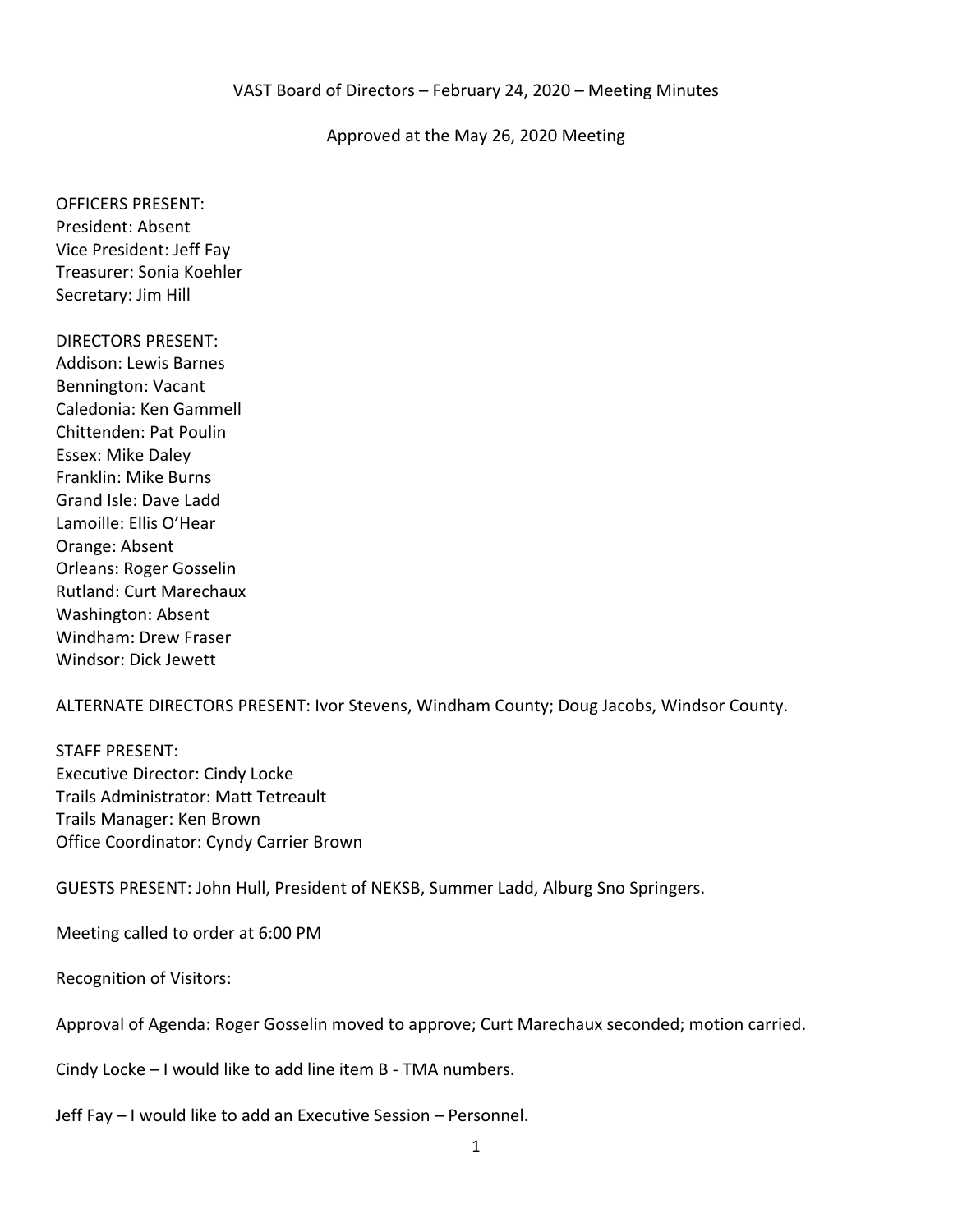VAST Board of Directors – February 24, 2020 – Meeting Minutes

Approved at the May 26, 2020 Meeting

OFFICERS PRESENT:
President: Absent
Vice President: Jeff Fay
Treasurer: Sonia Koehler
Secretary: Jim Hill

DIRECTORS PRESENT:
Addison: Lewis Barnes
Bennington: Vacant
Caledonia: Ken Gammell
Chittenden: Pat Poulin
Essex: Mike Daley
Franklin: Mike Burns
Grand Isle: Dave Ladd
Lamoille: Ellis O'Hear
Orange: Absent
Orleans: Roger Gosselin
Rutland: Curt Marechaux
Washington: Absent
Windham: Drew Fraser
Windsor: Dick Jewett

ALTERNATE DIRECTORS PRESENT: Ivor Stevens, Windham County; Doug Jacobs, Windsor County.

STAFF PRESENT:
Executive Director: Cindy Locke
Trails Administrator: Matt Tetreault
Trails Manager: Ken Brown
Office Coordinator: Cyndy Carrier Brown

GUESTS PRESENT: John Hull, President of NEKSB, Summer Ladd, Alburg Sno Springers.

Meeting called to order at 6:00 PM

Recognition of Visitors:

Approval of Agenda: Roger Gosselin moved to approve; Curt Marechaux seconded; motion carried.

Cindy Locke – I would like to add line item B - TMA numbers.

Jeff Fay – I would like to add an Executive Session – Personnel.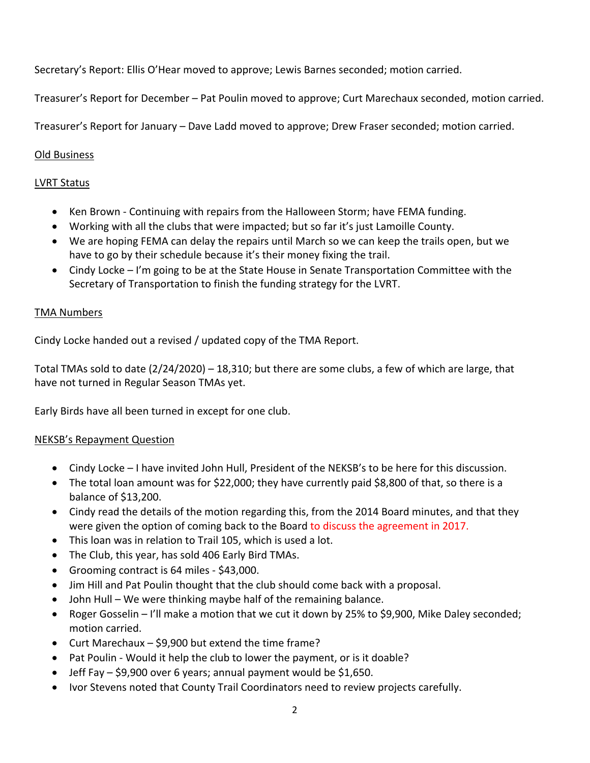Secretary's Report: Ellis O'Hear moved to approve; Lewis Barnes seconded; motion carried.

Treasurer's Report for December – Pat Poulin moved to approve; Curt Marechaux seconded, motion carried.

Treasurer's Report for January – Dave Ladd moved to approve; Drew Fraser seconded; motion carried.

Old Business

LVRT Status

- Ken Brown - Continuing with repairs from the Halloween Storm; have FEMA funding.
- Working with all the clubs that were impacted; but so far it's just Lamoille County.
- We are hoping FEMA can delay the repairs until March so we can keep the trails open, but we have to go by their schedule because it's their money fixing the trail.
- Cindy Locke – I'm going to be at the State House in Senate Transportation Committee with the Secretary of Transportation to finish the funding strategy for the LVRT.

TMA Numbers

Cindy Locke handed out a revised / updated copy of the TMA Report.

Total TMAs sold to date (2/24/2020) – 18,310; but there are some clubs, a few of which are large, that have not turned in Regular Season TMAs yet.

Early Birds have all been turned in except for one club.

NEKSB's Repayment Question

- Cindy Locke – I have invited John Hull, President of the NEKSB's to be here for this discussion.
- The total loan amount was for $22,000; they have currently paid $8,800 of that, so there is a balance of $13,200.
- Cindy read the details of the motion regarding this, from the 2014 Board minutes, and that they were given the option of coming back to the Board to discuss the agreement in 2017.
- This loan was in relation to Trail 105, which is used a lot.
- The Club, this year, has sold 406 Early Bird TMAs.
- Grooming contract is 64 miles - $43,000.
- Jim Hill and Pat Poulin thought that the club should come back with a proposal.
- John Hull – We were thinking maybe half of the remaining balance.
- Roger Gosselin – I'll make a motion that we cut it down by 25% to $9,900, Mike Daley seconded; motion carried.
- Curt Marechaux – $9,900 but extend the time frame?
- Pat Poulin - Would it help the club to lower the payment, or is it doable?
- Jeff Fay – $9,900 over 6 years; annual payment would be $1,650.
- Ivor Stevens noted that County Trail Coordinators need to review projects carefully.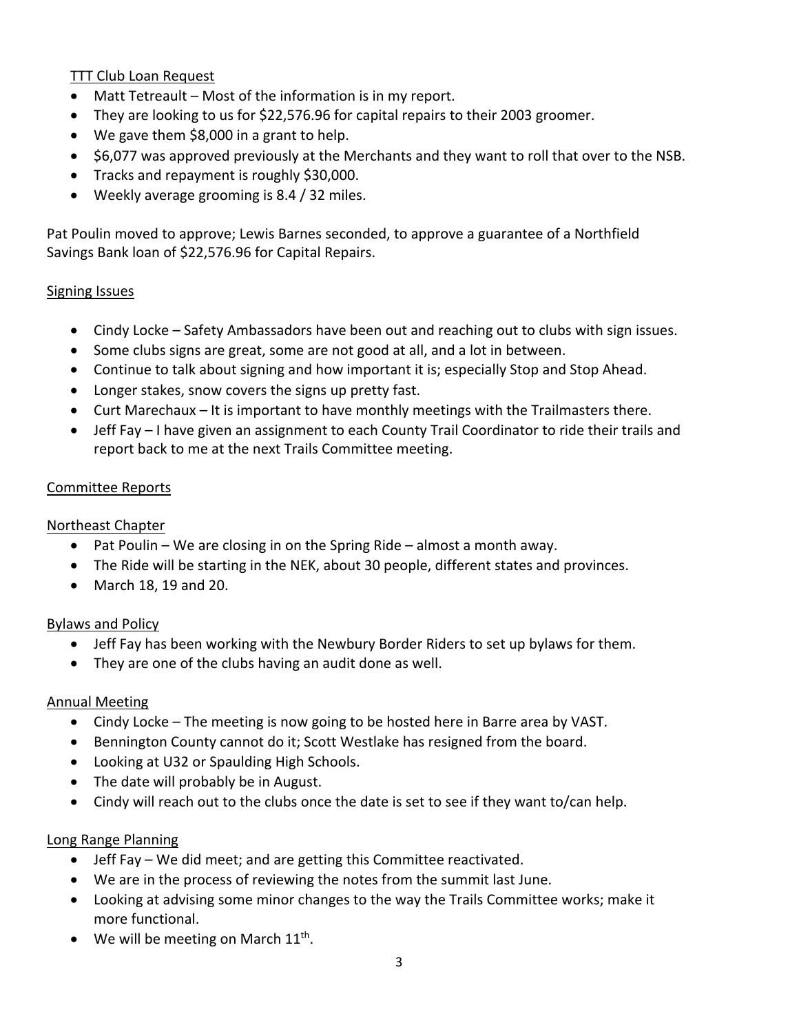TTT Club Loan Request

- Matt Tetreault – Most of the information is in my report.
- They are looking to us for $22,576.96 for capital repairs to their 2003 groomer.
- We gave them $8,000 in a grant to help.
- $6,077 was approved previously at the Merchants and they want to roll that over to the NSB.
- Tracks and repayment is roughly $30,000.
- Weekly average grooming is 8.4 / 32 miles.

Pat Poulin moved to approve; Lewis Barnes seconded, to approve a guarantee of a Northfield Savings Bank loan of $22,576.96 for Capital Repairs.

Signing Issues

- Cindy Locke – Safety Ambassadors have been out and reaching out to clubs with sign issues.
- Some clubs signs are great, some are not good at all, and a lot in between.
- Continue to talk about signing and how important it is; especially Stop and Stop Ahead.
- Longer stakes, snow covers the signs up pretty fast.
- Curt Marechaux – It is important to have monthly meetings with the Trailmasters there.
- Jeff Fay – I have given an assignment to each County Trail Coordinator to ride their trails and report back to me at the next Trails Committee meeting.

Committee Reports

Northeast Chapter

- Pat Poulin – We are closing in on the Spring Ride – almost a month away.
- The Ride will be starting in the NEK, about 30 people, different states and provinces.
- March 18, 19 and 20.

Bylaws and Policy

- Jeff Fay has been working with the Newbury Border Riders to set up bylaws for them.
- They are one of the clubs having an audit done as well.

Annual Meeting

- Cindy Locke – The meeting is now going to be hosted here in Barre area by VAST.
- Bennington County cannot do it; Scott Westlake has resigned from the board.
- Looking at U32 or Spaulding High Schools.
- The date will probably be in August.
- Cindy will reach out to the clubs once the date is set to see if they want to/can help.

Long Range Planning

- Jeff Fay – We did meet; and are getting this Committee reactivated.
- We are in the process of reviewing the notes from the summit last June.
- Looking at advising some minor changes to the way the Trails Committee works; make it more functional.
- We will be meeting on March 11th.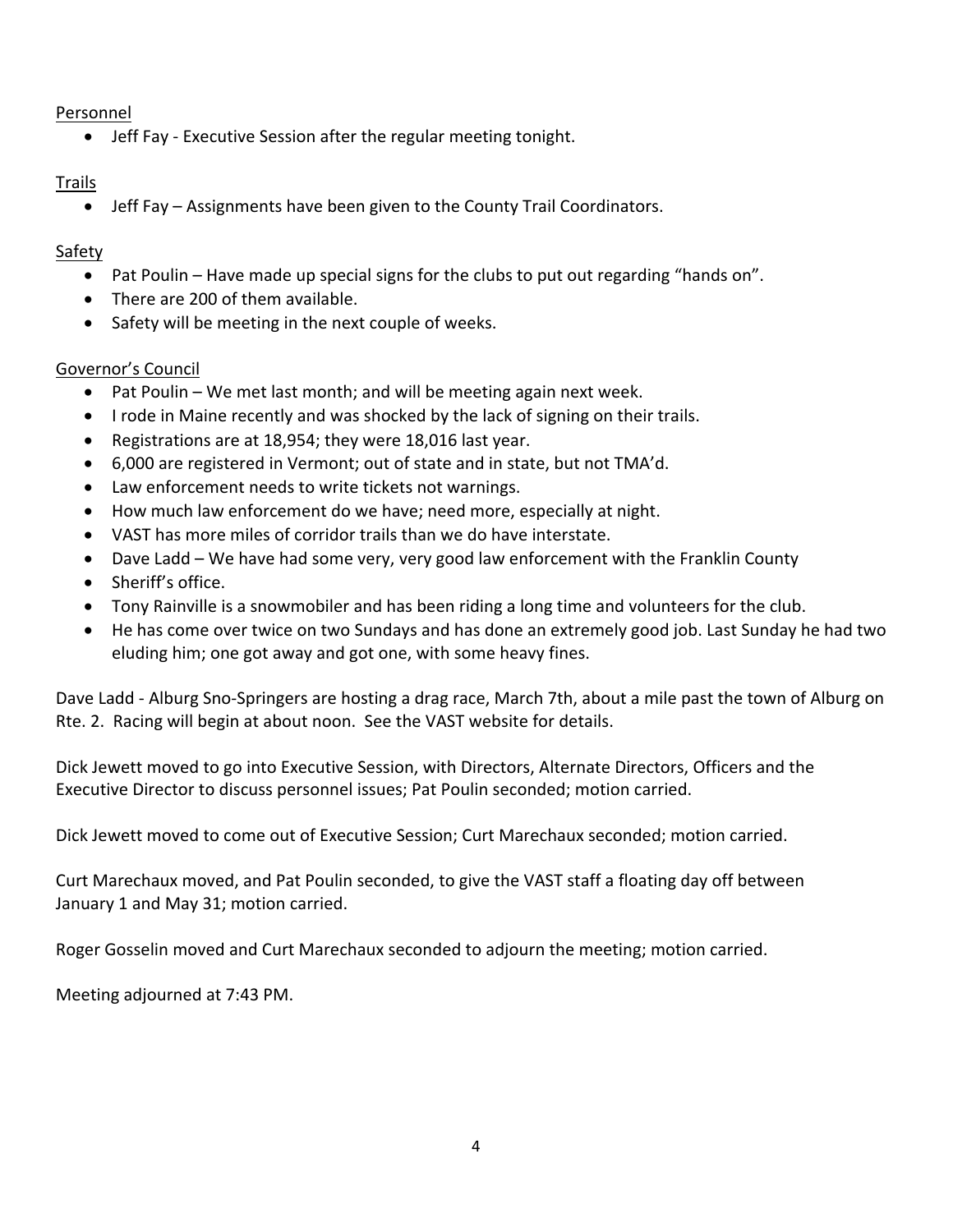Personnel

- Jeff Fay - Executive Session after the regular meeting tonight.

Trails

- Jeff Fay – Assignments have been given to the County Trail Coordinators.

Safety

- Pat Poulin – Have made up special signs for the clubs to put out regarding "hands on".
- There are 200 of them available.
- Safety will be meeting in the next couple of weeks.

Governor's Council

- Pat Poulin – We met last month; and will be meeting again next week.
- I rode in Maine recently and was shocked by the lack of signing on their trails.
- Registrations are at 18,954; they were 18,016 last year.
- 6,000 are registered in Vermont; out of state and in state, but not TMA'd.
- Law enforcement needs to write tickets not warnings.
- How much law enforcement do we have; need more, especially at night.
- VAST has more miles of corridor trails than we do have interstate.
- Dave Ladd – We have had some very, very good law enforcement with the Franklin County
- Sheriff's office.
- Tony Rainville is a snowmobiler and has been riding a long time and volunteers for the club.
- He has come over twice on two Sundays and has done an extremely good job. Last Sunday he had two eluding him; one got away and got one, with some heavy fines.

Dave Ladd - Alburg Sno-Springers are hosting a drag race, March 7th, about a mile past the town of Alburg on Rte. 2. Racing will begin at about noon. See the VAST website for details.

Dick Jewett moved to go into Executive Session, with Directors, Alternate Directors, Officers and the Executive Director to discuss personnel issues; Pat Poulin seconded; motion carried.

Dick Jewett moved to come out of Executive Session; Curt Marechaux seconded; motion carried.

Curt Marechaux moved, and Pat Poulin seconded, to give the VAST staff a floating day off between January 1 and May 31; motion carried.

Roger Gosselin moved and Curt Marechaux seconded to adjourn the meeting; motion carried.

Meeting adjourned at 7:43 PM.